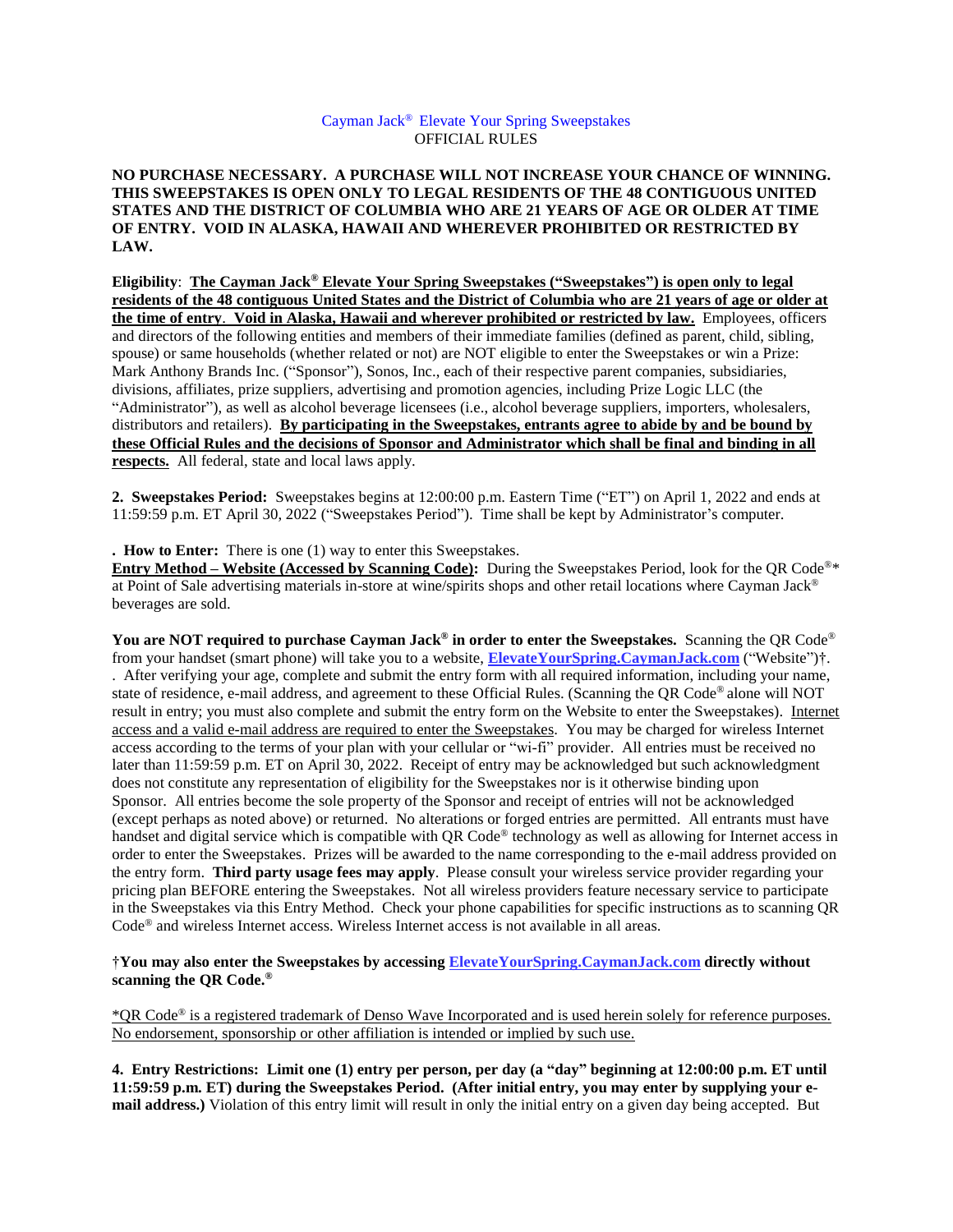Cayman Jack® Elevate Your Spring Sweepstakes
OFFICIAL RULES

**NO PURCHASE NECESSARY. A PURCHASE WILL NOT INCREASE YOUR CHANCE OF WINNING. THIS SWEEPSTAKES IS OPEN ONLY TO LEGAL RESIDENTS OF THE 48 CONTIGUOUS UNITED STATES AND THE DISTRICT OF COLUMBIA WHO ARE 21 YEARS OF AGE OR OLDER AT TIME OF ENTRY. VOID IN ALASKA, HAWAII AND WHEREVER PROHIBITED OR RESTRICTED BY LAW.**

**Eligibility**: **The Cayman Jack® Elevate Your Spring Sweepstakes ("Sweepstakes") is open only to legal residents of the 48 contiguous United States and the District of Columbia who are 21 years of age or older at the time of entry. Void in Alaska, Hawaii and wherever prohibited or restricted by law.** Employees, officers and directors of the following entities and members of their immediate families (defined as parent, child, sibling, spouse) or same households (whether related or not) are NOT eligible to enter the Sweepstakes or win a Prize: Mark Anthony Brands Inc. ("Sponsor"), Sonos, Inc., each of their respective parent companies, subsidiaries, divisions, affiliates, prize suppliers, advertising and promotion agencies, including Prize Logic LLC (the "Administrator"), as well as alcohol beverage licensees (i.e., alcohol beverage suppliers, importers, wholesalers, distributors and retailers). **By participating in the Sweepstakes, entrants agree to abide by and be bound by these Official Rules and the decisions of Sponsor and Administrator which shall be final and binding in all respects.** All federal, state and local laws apply.

**2. Sweepstakes Period:** Sweepstakes begins at 12:00:00 p.m. Eastern Time ("ET") on April 1, 2022 and ends at 11:59:59 p.m. ET April 30, 2022 ("Sweepstakes Period"). Time shall be kept by Administrator's computer.

**. How to Enter:** There is one (1) way to enter this Sweepstakes.
**Entry Method – Website (Accessed by Scanning Code):** During the Sweepstakes Period, look for the QR Code®* at Point of Sale advertising materials in-store at wine/spirits shops and other retail locations where Cayman Jack® beverages are sold.

**You are NOT required to purchase Cayman Jack® in order to enter the Sweepstakes.** Scanning the QR Code® from your handset (smart phone) will take you to a website, **ElevateYourSpring.CaymanJack.com** ("Website")†. . After verifying your age, complete and submit the entry form with all required information, including your name, state of residence, e-mail address, and agreement to these Official Rules. (Scanning the QR Code® alone will NOT result in entry; you must also complete and submit the entry form on the Website to enter the Sweepstakes). Internet access and a valid e-mail address are required to enter the Sweepstakes. You may be charged for wireless Internet access according to the terms of your plan with your cellular or "wi-fi" provider. All entries must be received no later than 11:59:59 p.m. ET on April 30, 2022. Receipt of entry may be acknowledged but such acknowledgment does not constitute any representation of eligibility for the Sweepstakes nor is it otherwise binding upon Sponsor. All entries become the sole property of the Sponsor and receipt of entries will not be acknowledged (except perhaps as noted above) or returned. No alterations or forged entries are permitted. All entrants must have handset and digital service which is compatible with QR Code® technology as well as allowing for Internet access in order to enter the Sweepstakes. Prizes will be awarded to the name corresponding to the e-mail address provided on the entry form. **Third party usage fees may apply**. Please consult your wireless service provider regarding your pricing plan BEFORE entering the Sweepstakes. Not all wireless providers feature necessary service to participate in the Sweepstakes via this Entry Method. Check your phone capabilities for specific instructions as to scanning QR Code® and wireless Internet access. Wireless Internet access is not available in all areas.

**†You may also enter the Sweepstakes by accessing ElevateYourSpring.CaymanJack.com directly without scanning the QR Code.®**

*QR Code® is a registered trademark of Denso Wave Incorporated and is used herein solely for reference purposes. No endorsement, sponsorship or other affiliation is intended or implied by such use.

**4. Entry Restrictions: Limit one (1) entry per person, per day (a "day" beginning at 12:00:00 p.m. ET until 11:59:59 p.m. ET) during the Sweepstakes Period. (After initial entry, you may enter by supplying your e-mail address.)** Violation of this entry limit will result in only the initial entry on a given day being accepted. But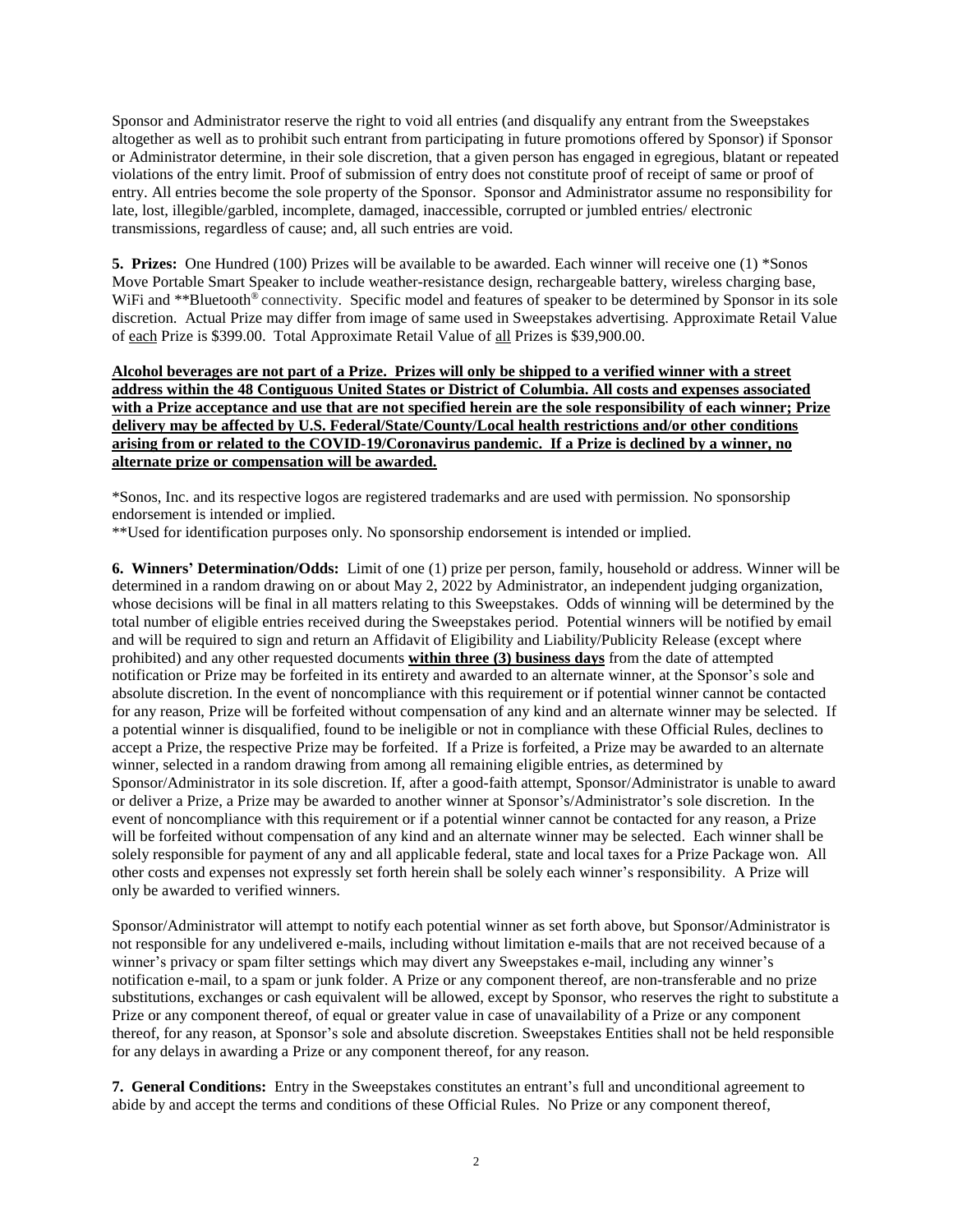Sponsor and Administrator reserve the right to void all entries (and disqualify any entrant from the Sweepstakes altogether as well as to prohibit such entrant from participating in future promotions offered by Sponsor) if Sponsor or Administrator determine, in their sole discretion, that a given person has engaged in egregious, blatant or repeated violations of the entry limit. Proof of submission of entry does not constitute proof of receipt of same or proof of entry. All entries become the sole property of the Sponsor. Sponsor and Administrator assume no responsibility for late, lost, illegible/garbled, incomplete, damaged, inaccessible, corrupted or jumbled entries/ electronic transmissions, regardless of cause; and, all such entries are void.

**5. Prizes:** One Hundred (100) Prizes will be available to be awarded. Each winner will receive one (1) *Sonos Move Portable Smart Speaker to include weather-resistance design, rechargeable battery, wireless charging base, WiFi and **Bluetooth® connectivity. Specific model and features of speaker to be determined by Sponsor in its sole discretion. Actual Prize may differ from image of same used in Sweepstakes advertising. Approximate Retail Value of <u>each</u> Prize is $399.00. Total Approximate Retail Value of <u>all</u> Prizes is $39,900.00.

**<u>Alcohol beverages are not part of a Prize. Prizes will only be shipped to a verified winner with a street address within the 48 Contiguous United States or District of Columbia. All costs and expenses associated with a Prize acceptance and use that are not specified herein are the sole responsibility of each winner; Prize delivery may be affected by U.S. Federal/State/County/Local health restrictions and/or other conditions arising from or related to the COVID-19/Coronavirus pandemic. If a Prize is declined by a winner, no alternate prize or compensation will be awarded.</u>**

*Sonos, Inc. and its respective logos are registered trademarks and are used with permission. No sponsorship endorsement is intended or implied.
**Used for identification purposes only. No sponsorship endorsement is intended or implied.

**6. Winners' Determination/Odds:** Limit of one (1) prize per person, family, household or address. Winner will be determined in a random drawing on or about May 2, 2022 by Administrator, an independent judging organization, whose decisions will be final in all matters relating to this Sweepstakes. Odds of winning will be determined by the total number of eligible entries received during the Sweepstakes period. Potential winners will be notified by email and will be required to sign and return an Affidavit of Eligibility and Liability/Publicity Release (except where prohibited) and any other requested documents **<u>within three (3) business days</u>** from the date of attempted notification or Prize may be forfeited in its entirety and awarded to an alternate winner, at the Sponsor's sole and absolute discretion. In the event of noncompliance with this requirement or if potential winner cannot be contacted for any reason, Prize will be forfeited without compensation of any kind and an alternate winner may be selected. If a potential winner is disqualified, found to be ineligible or not in compliance with these Official Rules, declines to accept a Prize, the respective Prize may be forfeited. If a Prize is forfeited, a Prize may be awarded to an alternate winner, selected in a random drawing from among all remaining eligible entries, as determined by Sponsor/Administrator in its sole discretion. If, after a good-faith attempt, Sponsor/Administrator is unable to award or deliver a Prize, a Prize may be awarded to another winner at Sponsor's/Administrator's sole discretion. In the event of noncompliance with this requirement or if a potential winner cannot be contacted for any reason, a Prize will be forfeited without compensation of any kind and an alternate winner may be selected. Each winner shall be solely responsible for payment of any and all applicable federal, state and local taxes for a Prize Package won. All other costs and expenses not expressly set forth herein shall be solely each winner's responsibility. A Prize will only be awarded to verified winners.

Sponsor/Administrator will attempt to notify each potential winner as set forth above, but Sponsor/Administrator is not responsible for any undelivered e-mails, including without limitation e-mails that are not received because of a winner's privacy or spam filter settings which may divert any Sweepstakes e-mail, including any winner's notification e-mail, to a spam or junk folder. A Prize or any component thereof, are non-transferable and no prize substitutions, exchanges or cash equivalent will be allowed, except by Sponsor, who reserves the right to substitute a Prize or any component thereof, of equal or greater value in case of unavailability of a Prize or any component thereof, for any reason, at Sponsor's sole and absolute discretion. Sweepstakes Entities shall not be held responsible for any delays in awarding a Prize or any component thereof, for any reason.

**7. General Conditions:** Entry in the Sweepstakes constitutes an entrant's full and unconditional agreement to abide by and accept the terms and conditions of these Official Rules. No Prize or any component thereof,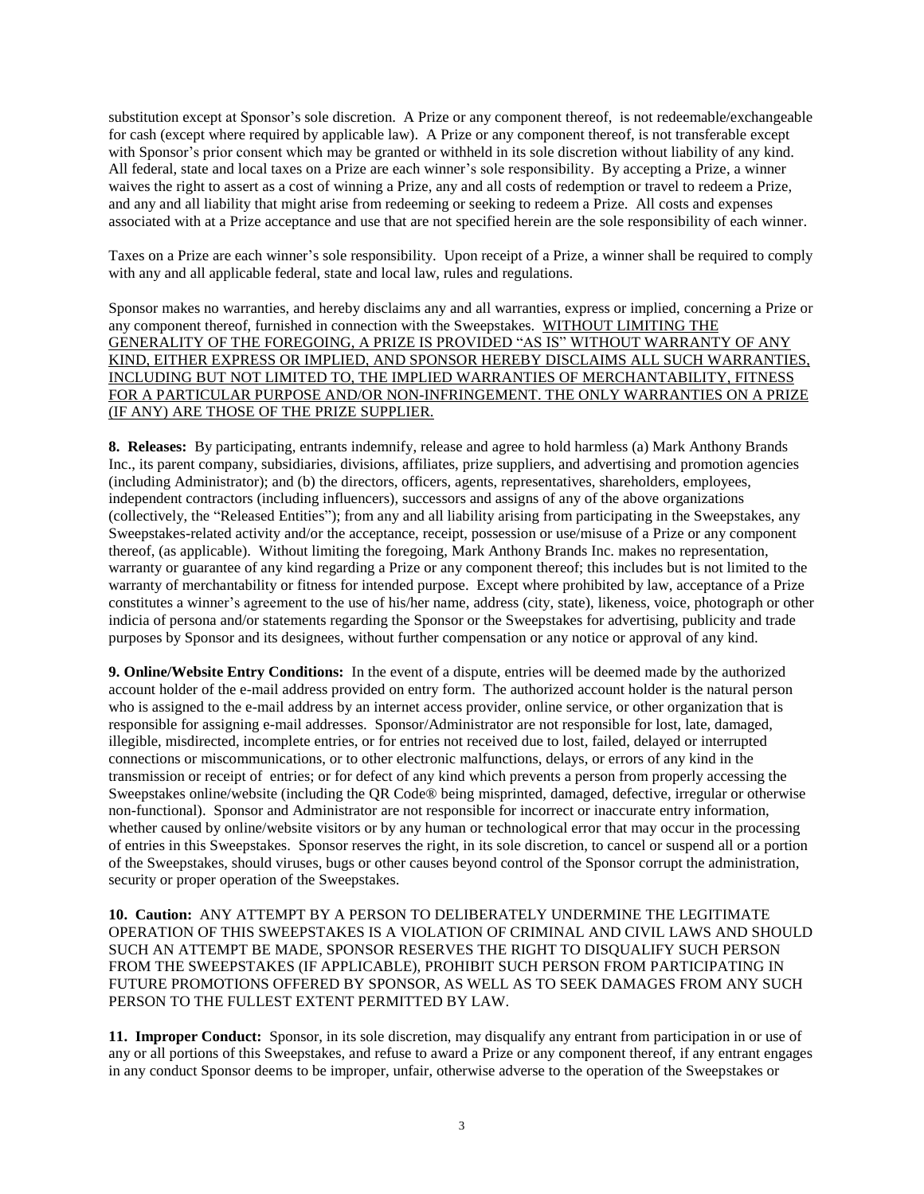substitution except at Sponsor's sole discretion. A Prize or any component thereof, is not redeemable/exchangeable for cash (except where required by applicable law). A Prize or any component thereof, is not transferable except with Sponsor's prior consent which may be granted or withheld in its sole discretion without liability of any kind. All federal, state and local taxes on a Prize are each winner's sole responsibility. By accepting a Prize, a winner waives the right to assert as a cost of winning a Prize, any and all costs of redemption or travel to redeem a Prize, and any and all liability that might arise from redeeming or seeking to redeem a Prize. All costs and expenses associated with at a Prize acceptance and use that are not specified herein are the sole responsibility of each winner.

Taxes on a Prize are each winner's sole responsibility. Upon receipt of a Prize, a winner shall be required to comply with any and all applicable federal, state and local law, rules and regulations.

Sponsor makes no warranties, and hereby disclaims any and all warranties, express or implied, concerning a Prize or any component thereof, furnished in connection with the Sweepstakes. <u>WITHOUT LIMITING THE GENERALITY OF THE FOREGOING, A PRIZE IS PROVIDED "AS IS" WITHOUT WARRANTY OF ANY KIND, EITHER EXPRESS OR IMPLIED, AND SPONSOR HEREBY DISCLAIMS ALL SUCH WARRANTIES, INCLUDING BUT NOT LIMITED TO, THE IMPLIED WARRANTIES OF MERCHANTABILITY, FITNESS FOR A PARTICULAR PURPOSE AND/OR NON-INFRINGEMENT. THE ONLY WARRANTIES ON A PRIZE (IF ANY) ARE THOSE OF THE PRIZE SUPPLIER.</u>

**8. Releases:** By participating, entrants indemnify, release and agree to hold harmless (a) Mark Anthony Brands Inc., its parent company, subsidiaries, divisions, affiliates, prize suppliers, and advertising and promotion agencies (including Administrator); and (b) the directors, officers, agents, representatives, shareholders, employees, independent contractors (including influencers), successors and assigns of any of the above organizations (collectively, the "Released Entities"); from any and all liability arising from participating in the Sweepstakes, any Sweepstakes-related activity and/or the acceptance, receipt, possession or use/misuse of a Prize or any component thereof, (as applicable). Without limiting the foregoing, Mark Anthony Brands Inc. makes no representation, warranty or guarantee of any kind regarding a Prize or any component thereof; this includes but is not limited to the warranty of merchantability or fitness for intended purpose. Except where prohibited by law, acceptance of a Prize constitutes a winner's agreement to the use of his/her name, address (city, state), likeness, voice, photograph or other indicia of persona and/or statements regarding the Sponsor or the Sweepstakes for advertising, publicity and trade purposes by Sponsor and its designees, without further compensation or any notice or approval of any kind.

**9. Online/Website Entry Conditions:** In the event of a dispute, entries will be deemed made by the authorized account holder of the e-mail address provided on entry form. The authorized account holder is the natural person who is assigned to the e-mail address by an internet access provider, online service, or other organization that is responsible for assigning e-mail addresses. Sponsor/Administrator are not responsible for lost, late, damaged, illegible, misdirected, incomplete entries, or for entries not received due to lost, failed, delayed or interrupted connections or miscommunications, or to other electronic malfunctions, delays, or errors of any kind in the transmission or receipt of entries; or for defect of any kind which prevents a person from properly accessing the Sweepstakes online/website (including the QR Code® being misprinted, damaged, defective, irregular or otherwise non-functional). Sponsor and Administrator are not responsible for incorrect or inaccurate entry information, whether caused by online/website visitors or by any human or technological error that may occur in the processing of entries in this Sweepstakes. Sponsor reserves the right, in its sole discretion, to cancel or suspend all or a portion of the Sweepstakes, should viruses, bugs or other causes beyond control of the Sponsor corrupt the administration, security or proper operation of the Sweepstakes.

**10. Caution:** ANY ATTEMPT BY A PERSON TO DELIBERATELY UNDERMINE THE LEGITIMATE OPERATION OF THIS SWEEPSTAKES IS A VIOLATION OF CRIMINAL AND CIVIL LAWS AND SHOULD SUCH AN ATTEMPT BE MADE, SPONSOR RESERVES THE RIGHT TO DISQUALIFY SUCH PERSON FROM THE SWEEPSTAKES (IF APPLICABLE), PROHIBIT SUCH PERSON FROM PARTICIPATING IN FUTURE PROMOTIONS OFFERED BY SPONSOR, AS WELL AS TO SEEK DAMAGES FROM ANY SUCH PERSON TO THE FULLEST EXTENT PERMITTED BY LAW.

**11. Improper Conduct:** Sponsor, in its sole discretion, may disqualify any entrant from participation in or use of any or all portions of this Sweepstakes, and refuse to award a Prize or any component thereof, if any entrant engages in any conduct Sponsor deems to be improper, unfair, otherwise adverse to the operation of the Sweepstakes or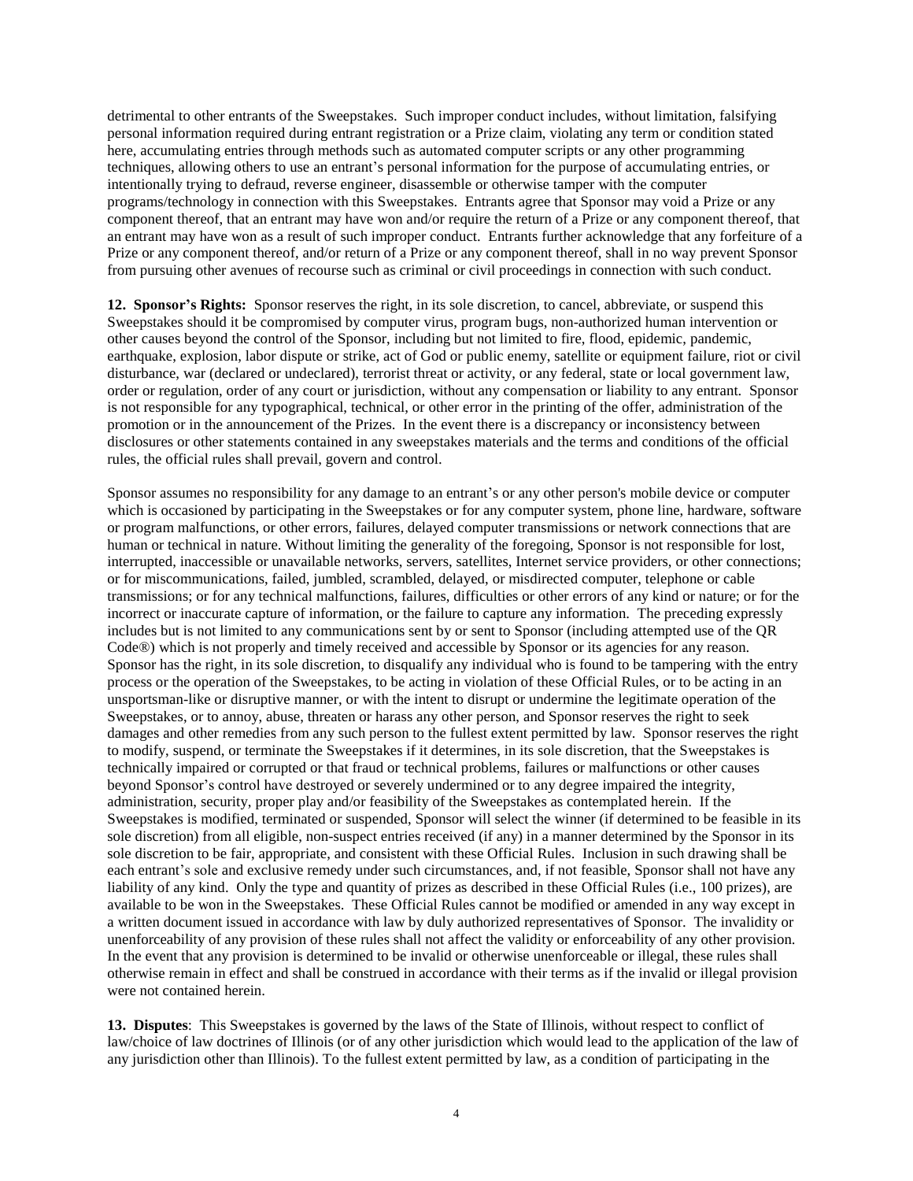detrimental to other entrants of the Sweepstakes. Such improper conduct includes, without limitation, falsifying personal information required during entrant registration or a Prize claim, violating any term or condition stated here, accumulating entries through methods such as automated computer scripts or any other programming techniques, allowing others to use an entrant's personal information for the purpose of accumulating entries, or intentionally trying to defraud, reverse engineer, disassemble or otherwise tamper with the computer programs/technology in connection with this Sweepstakes. Entrants agree that Sponsor may void a Prize or any component thereof, that an entrant may have won and/or require the return of a Prize or any component thereof, that an entrant may have won as a result of such improper conduct. Entrants further acknowledge that any forfeiture of a Prize or any component thereof, and/or return of a Prize or any component thereof, shall in no way prevent Sponsor from pursuing other avenues of recourse such as criminal or civil proceedings in connection with such conduct.

**12. Sponsor's Rights:** Sponsor reserves the right, in its sole discretion, to cancel, abbreviate, or suspend this Sweepstakes should it be compromised by computer virus, program bugs, non-authorized human intervention or other causes beyond the control of the Sponsor, including but not limited to fire, flood, epidemic, pandemic, earthquake, explosion, labor dispute or strike, act of God or public enemy, satellite or equipment failure, riot or civil disturbance, war (declared or undeclared), terrorist threat or activity, or any federal, state or local government law, order or regulation, order of any court or jurisdiction, without any compensation or liability to any entrant. Sponsor is not responsible for any typographical, technical, or other error in the printing of the offer, administration of the promotion or in the announcement of the Prizes. In the event there is a discrepancy or inconsistency between disclosures or other statements contained in any sweepstakes materials and the terms and conditions of the official rules, the official rules shall prevail, govern and control.

Sponsor assumes no responsibility for any damage to an entrant's or any other person's mobile device or computer which is occasioned by participating in the Sweepstakes or for any computer system, phone line, hardware, software or program malfunctions, or other errors, failures, delayed computer transmissions or network connections that are human or technical in nature. Without limiting the generality of the foregoing, Sponsor is not responsible for lost, interrupted, inaccessible or unavailable networks, servers, satellites, Internet service providers, or other connections; or for miscommunications, failed, jumbled, scrambled, delayed, or misdirected computer, telephone or cable transmissions; or for any technical malfunctions, failures, difficulties or other errors of any kind or nature; or for the incorrect or inaccurate capture of information, or the failure to capture any information. The preceding expressly includes but is not limited to any communications sent by or sent to Sponsor (including attempted use of the QR Code®) which is not properly and timely received and accessible by Sponsor or its agencies for any reason. Sponsor has the right, in its sole discretion, to disqualify any individual who is found to be tampering with the entry process or the operation of the Sweepstakes, to be acting in violation of these Official Rules, or to be acting in an unsportsman-like or disruptive manner, or with the intent to disrupt or undermine the legitimate operation of the Sweepstakes, or to annoy, abuse, threaten or harass any other person, and Sponsor reserves the right to seek damages and other remedies from any such person to the fullest extent permitted by law. Sponsor reserves the right to modify, suspend, or terminate the Sweepstakes if it determines, in its sole discretion, that the Sweepstakes is technically impaired or corrupted or that fraud or technical problems, failures or malfunctions or other causes beyond Sponsor's control have destroyed or severely undermined or to any degree impaired the integrity, administration, security, proper play and/or feasibility of the Sweepstakes as contemplated herein. If the Sweepstakes is modified, terminated or suspended, Sponsor will select the winner (if determined to be feasible in its sole discretion) from all eligible, non-suspect entries received (if any) in a manner determined by the Sponsor in its sole discretion to be fair, appropriate, and consistent with these Official Rules. Inclusion in such drawing shall be each entrant's sole and exclusive remedy under such circumstances, and, if not feasible, Sponsor shall not have any liability of any kind. Only the type and quantity of prizes as described in these Official Rules (i.e., 100 prizes), are available to be won in the Sweepstakes. These Official Rules cannot be modified or amended in any way except in a written document issued in accordance with law by duly authorized representatives of Sponsor. The invalidity or unenforceability of any provision of these rules shall not affect the validity or enforceability of any other provision. In the event that any provision is determined to be invalid or otherwise unenforceable or illegal, these rules shall otherwise remain in effect and shall be construed in accordance with their terms as if the invalid or illegal provision were not contained herein.

**13. Disputes**: This Sweepstakes is governed by the laws of the State of Illinois, without respect to conflict of law/choice of law doctrines of Illinois (or of any other jurisdiction which would lead to the application of the law of any jurisdiction other than Illinois). To the fullest extent permitted by law, as a condition of participating in the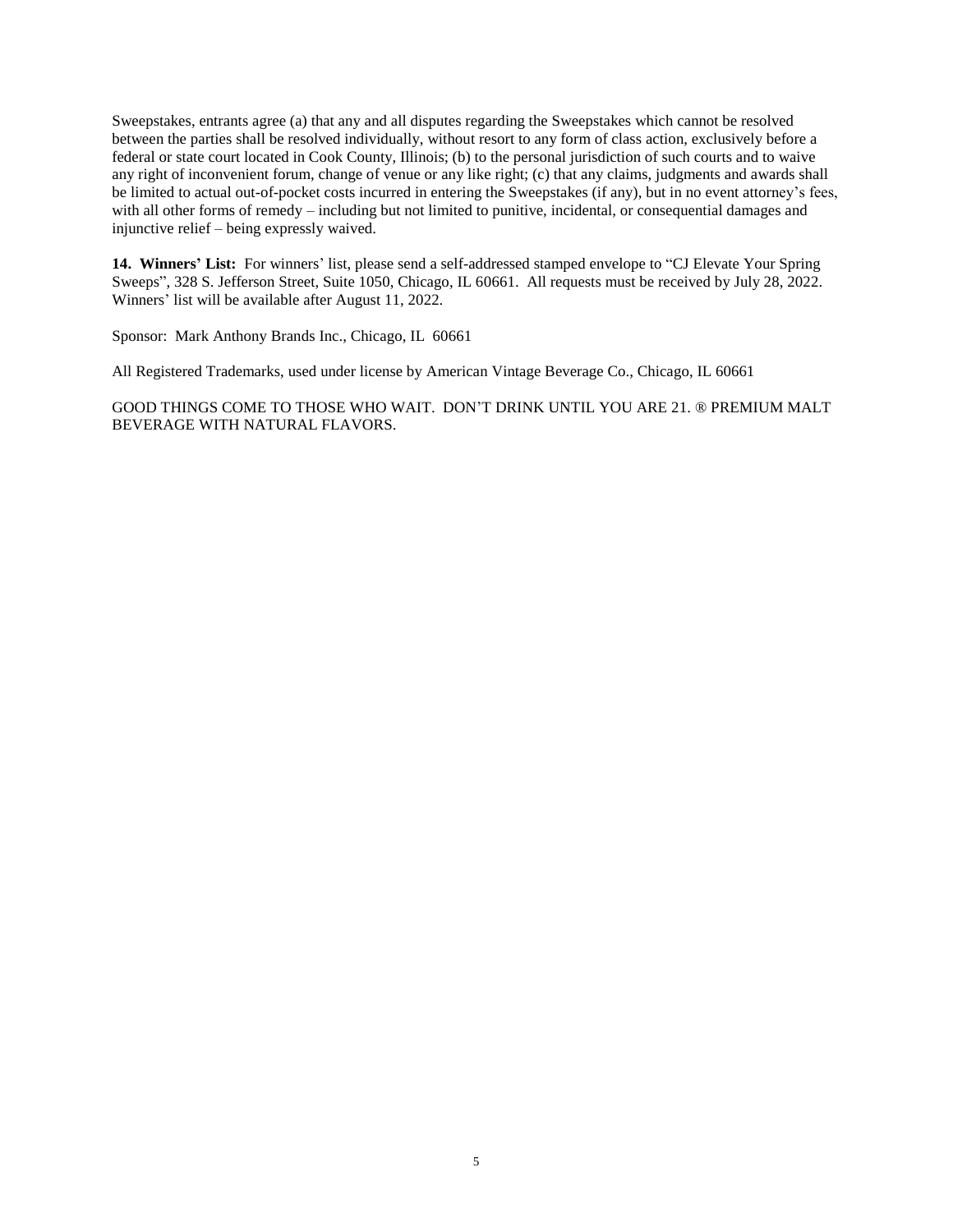Sweepstakes, entrants agree (a) that any and all disputes regarding the Sweepstakes which cannot be resolved between the parties shall be resolved individually, without resort to any form of class action, exclusively before a federal or state court located in Cook County, Illinois; (b) to the personal jurisdiction of such courts and to waive any right of inconvenient forum, change of venue or any like right; (c) that any claims, judgments and awards shall be limited to actual out-of-pocket costs incurred in entering the Sweepstakes (if any), but in no event attorney's fees, with all other forms of remedy – including but not limited to punitive, incidental, or consequential damages and injunctive relief – being expressly waived.

**14. Winners' List:** For winners' list, please send a self-addressed stamped envelope to "CJ Elevate Your Spring Sweeps", 328 S. Jefferson Street, Suite 1050, Chicago, IL 60661. All requests must be received by July 28, 2022. Winners' list will be available after August 11, 2022.

Sponsor: Mark Anthony Brands Inc., Chicago, IL 60661

All Registered Trademarks, used under license by American Vintage Beverage Co., Chicago, IL 60661

GOOD THINGS COME TO THOSE WHO WAIT. DON'T DRINK UNTIL YOU ARE 21. ® PREMIUM MALT BEVERAGE WITH NATURAL FLAVORS.